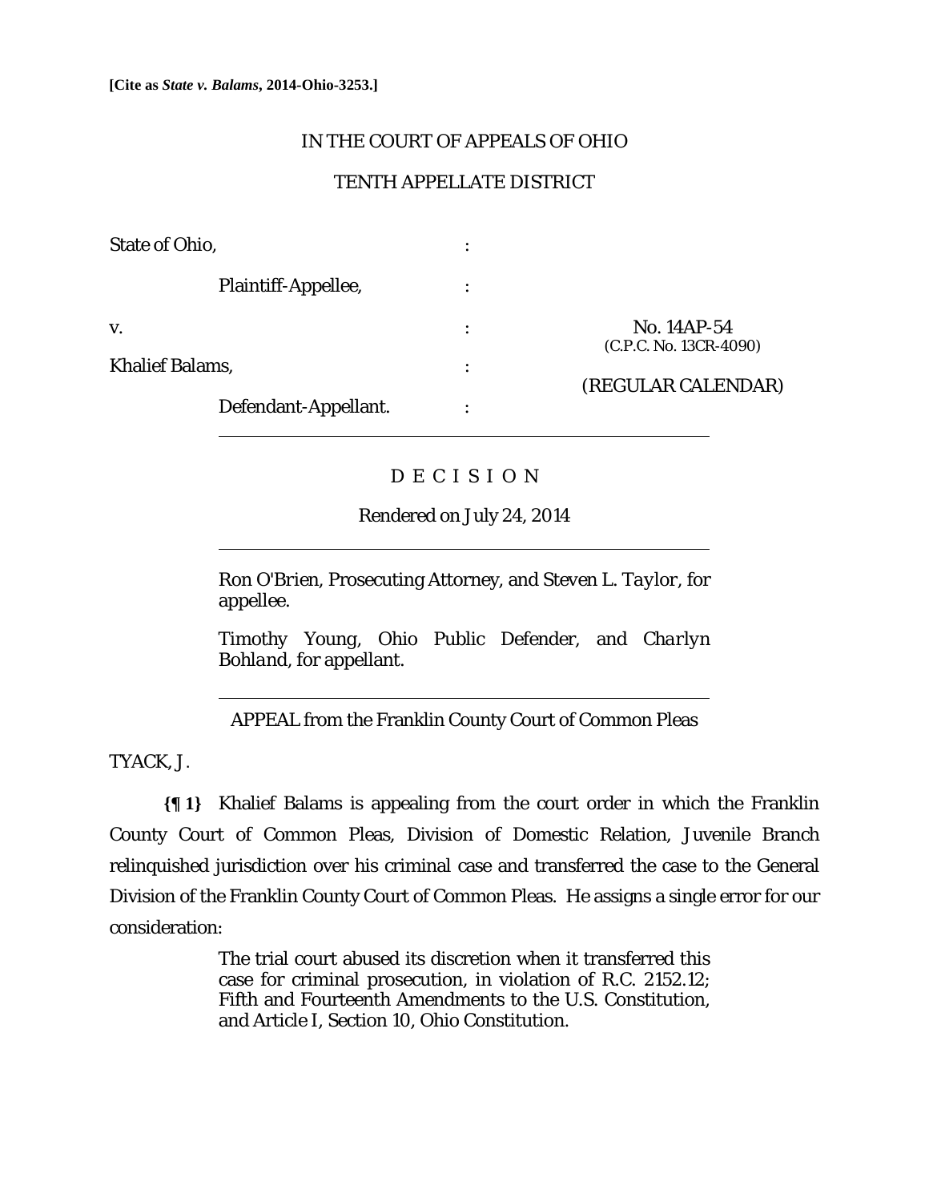**[Cite as *State v. Balams*, 2014-Ohio-3253.]**

IN THE COURT OF APPEALS OF OHIO

TENTH APPELLATE DISTRICT

| | | |
|---|---|---|
| State of Ohio, | : | |
| Plaintiff-Appellee, | : | |
| v. | : | No. 14AP-54 (C.P.C. No. 13CR-4090) |
| Khalief Balams, | : | (REGULAR CALENDAR) |
| Defendant-Appellant. | : | |

D E C I S I O N

Rendered on July 24, 2014

*Ron O'Brien*, Prosecuting Attorney, and *Steven L. Taylor*, for appellee.

*Timothy Young*, Ohio Public Defender, and *Charlyn Bohland*, for appellant.

APPEAL from the Franklin County Court of Common Pleas

TYACK, J.

**{¶ 1}** Khalief Balams is appealing from the court order in which the Franklin County Court of Common Pleas, Division of Domestic Relation, Juvenile Branch relinquished jurisdiction over his criminal case and transferred the case to the General Division of the Franklin County Court of Common Pleas. He assigns a single error for our consideration:

> The trial court abused its discretion when it transferred this case for criminal prosecution, in violation of R.C. 2152.12; Fifth and Fourteenth Amendments to the U.S. Constitution, and Article I, Section 10, Ohio Constitution.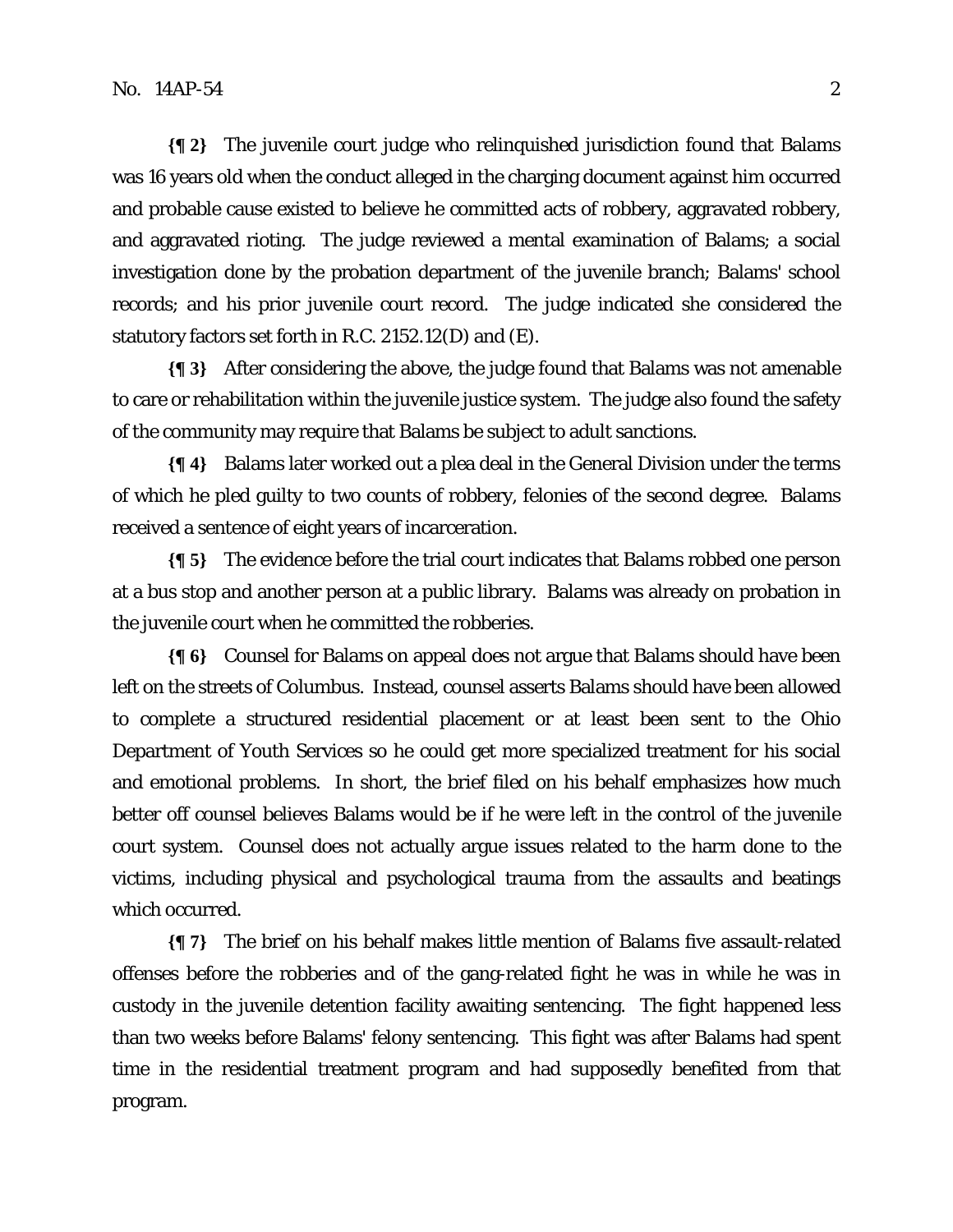**{¶ 2}** The juvenile court judge who relinquished jurisdiction found that Balams was 16 years old when the conduct alleged in the charging document against him occurred and probable cause existed to believe he committed acts of robbery, aggravated robbery, and aggravated rioting. The judge reviewed a mental examination of Balams; a social investigation done by the probation department of the juvenile branch; Balams' school records; and his prior juvenile court record. The judge indicated she considered the statutory factors set forth in R.C. 2152.12(D) and (E).

**{¶ 3}** After considering the above, the judge found that Balams was not amenable to care or rehabilitation within the juvenile justice system. The judge also found the safety of the community may require that Balams be subject to adult sanctions.

**{¶ 4}** Balams later worked out a plea deal in the General Division under the terms of which he pled guilty to two counts of robbery, felonies of the second degree. Balams received a sentence of eight years of incarceration.

**{¶ 5}** The evidence before the trial court indicates that Balams robbed one person at a bus stop and another person at a public library. Balams was already on probation in the juvenile court when he committed the robberies.

**{¶ 6}** Counsel for Balams on appeal does not argue that Balams should have been left on the streets of Columbus. Instead, counsel asserts Balams should have been allowed to complete a structured residential placement or at least been sent to the Ohio Department of Youth Services so he could get more specialized treatment for his social and emotional problems. In short, the brief filed on his behalf emphasizes how much better off counsel believes Balams would be if he were left in the control of the juvenile court system. Counsel does not actually argue issues related to the harm done to the victims, including physical and psychological trauma from the assaults and beatings which occurred.

**{¶ 7}** The brief on his behalf makes little mention of Balams five assault-related offenses before the robberies and of the gang-related fight he was in while he was in custody in the juvenile detention facility awaiting sentencing. The fight happened less than two weeks before Balams' felony sentencing. This fight was after Balams had spent time in the residential treatment program and had supposedly benefited from that program.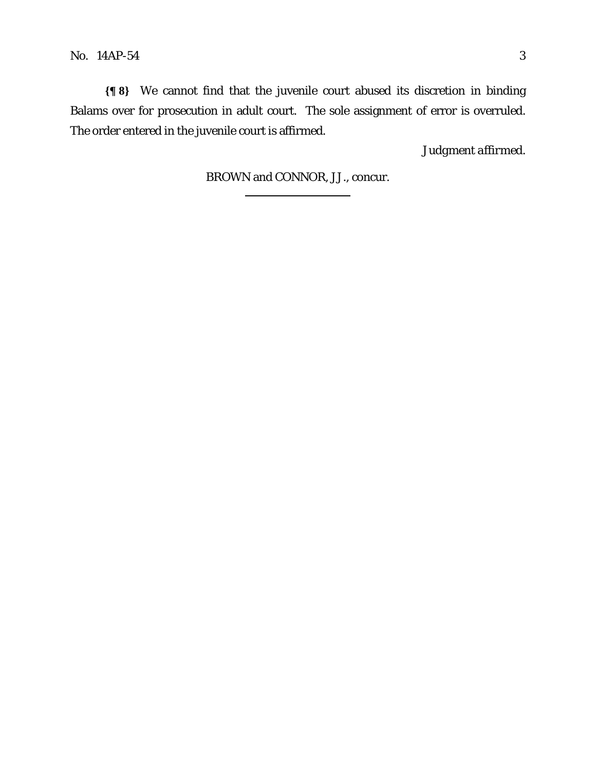**{¶ 8}** We cannot find that the juvenile court abused its discretion in binding Balams over for prosecution in adult court. The sole assignment of error is overruled. The order entered in the juvenile court is affirmed.

*Judgment affirmed.*

BROWN and CONNOR, JJ., concur.